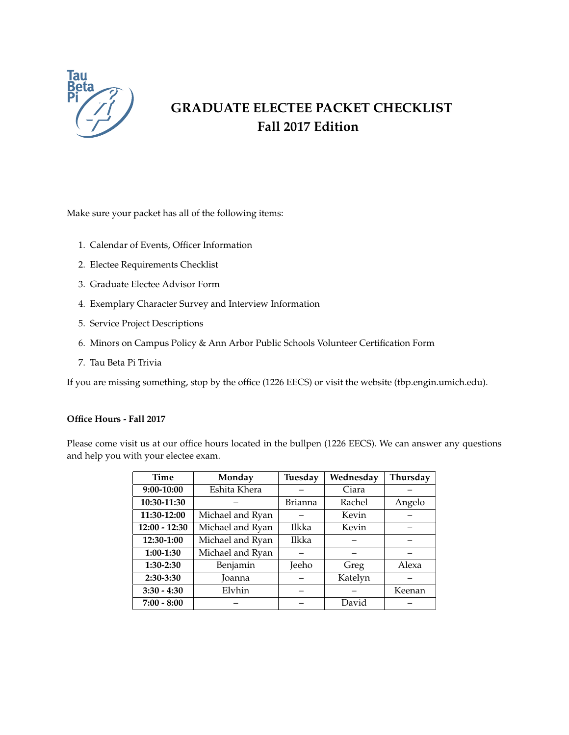# GRADUATE ELECTEE PACKET CHECKLIST
## Fall 2017 Edition

Make sure your packet has all of the following items:

1. Calendar of Events, Officer Information
2. Electee Requirements Checklist
3. Graduate Electee Advisor Form
4. Exemplary Character Survey and Interview Information
5. Service Project Descriptions
6. Minors on Campus Policy & Ann Arbor Public Schools Volunteer Certification Form
7. Tau Beta Pi Trivia

If you are missing something, stop by the office (1226 EECS) or visit the website (tbp.engin.umich.edu).

### Office Hours - Fall 2017

Please come visit us at our office hours located in the bullpen (1226 EECS). We can answer any questions and help you with your electee exam.

| Time | Monday | Tuesday | Wednesday | Thursday |
|---|---|---|---|---|
| **9:00-10:00** | Eshita Khera | – | Ciara | – |
| **10:30-11:30** | – | Brianna | Rachel | Angelo |
| **11:30-12:00** | Michael and Ryan | – | Kevin | – |
| **12:00 - 12:30** | Michael and Ryan | Ilkka | Kevin | – |
| **12:30-1:00** | Michael and Ryan | Ilkka | – | – |
| **1:00-1:30** | Michael and Ryan | – | – | – |
| **1:30-2:30** | Benjamin | Jeeho | Greg | Alexa |
| **2:30-3:30** | Joanna | – | Katelyn | – |
| **3:30 - 4:30** | Elvhin | – | – | Keenan |
| **7:00 - 8:00** | – | – | David | – |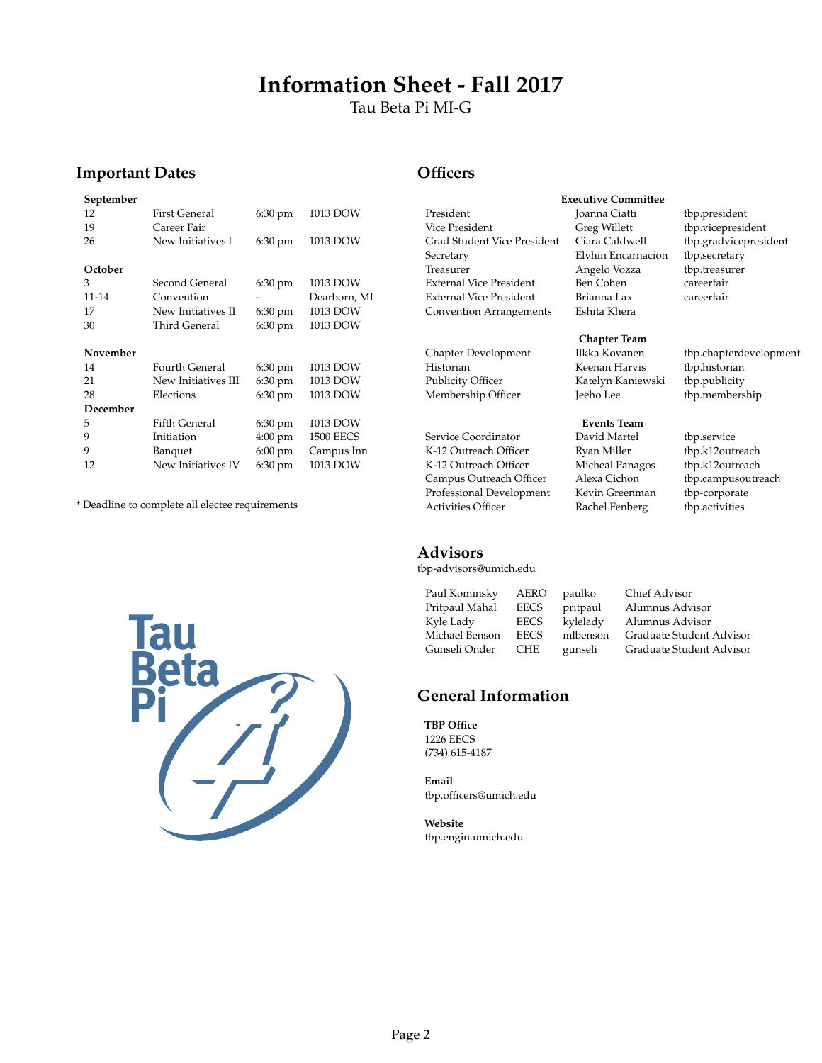# Information Sheet - Fall 2017

Tau Beta Pi MI-G

## Important Dates

| | | | |
|---|---|---|---|
| **September** | | | |
| 12 | First General | 6:30 pm | 1013 DOW |
| 19 | Career Fair | | |
| 26 | New Initiatives I | 6:30 pm | 1013 DOW |
| **October** | | | |
| 3 | Second General | 6:30 pm | 1013 DOW |
| 11-14 | Convention | – | Dearborn, MI |
| 17 | New Initiatives II | 6:30 pm | 1013 DOW |
| 30 | Third General | 6:30 pm | 1013 DOW |
| **November** | | | |
| 14 | Fourth General | 6:30 pm | 1013 DOW |
| 21 | New Initiatives III | 6:30 pm | 1013 DOW |
| 28 | Elections | 6:30 pm | 1013 DOW |
| **December** | | | |
| 5 | Fifth General | 6:30 pm | 1013 DOW |
| 9 | Initiation | 4:00 pm | 1500 EECS |
| 9 | Banquet | 6:00 pm | Campus Inn |
| 12 | New Initiatives IV | 6:30 pm | 1013 DOW |

* Deadline to complete all electee requirements

## Officers

| | | |
|---|---|---|
| | **Executive Committee** | |
| President | Joanna Ciatti | tbp.president |
| Vice President | Greg Willett | tbp.vicepresident |
| Grad Student Vice President | Ciara Caldwell | tbp.gradvicepresident |
| Secretary | Elvhin Encarnacion | tbp.secretary |
| Treasurer | Angelo Vozza | tbp.treasurer |
| External Vice President | Ben Cohen | careerfair |
| External Vice President | Brianna Lax | careerfair |
| Convention Arrangements | Eshita Khera | |
| | **Chapter Team** | |
| Chapter Development | Ilkka Kovanen | tbp.chapterdevelopment |
| Historian | Keenan Harvis | tbp.historian |
| Publicity Officer | Katelyn Kaniewski | tbp.publicity |
| Membership Officer | Jeeho Lee | tbp.membership |
| | **Events Team** | |
| Service Coordinator | David Martel | tbp.service |
| K-12 Outreach Officer | Ryan Miller | tbp.k12outreach |
| K-12 Outreach Officer | Micheal Panagos | tbp.k12outreach |
| Campus Outreach Officer | Alexa Cichon | tbp.campusoutreach |
| Professional Development | Kevin Greenman | tbp-corporate |
| Activities Officer | Rachel Fenberg | tbp.activities |

## Advisors

tbp-advisors@umich.edu

| | | | |
|---|---|---|---|
| Paul Kominsky | AERO | paulko | Chief Advisor |
| Pritpaul Mahal | EECS | pritpaul | Alumnus Advisor |
| Kyle Lady | EECS | kylelady | Alumnus Advisor |
| Michael Benson | EECS | mlbenson | Graduate Student Advisor |
| Gunseli Onder | CHE | gunseli | Graduate Student Advisor |

## General Information

**TBP Office**
1226 EECS
(734) 615-4187

**Email**
tbp.officers@umich.edu

**Website**
tbp.engin.umich.edu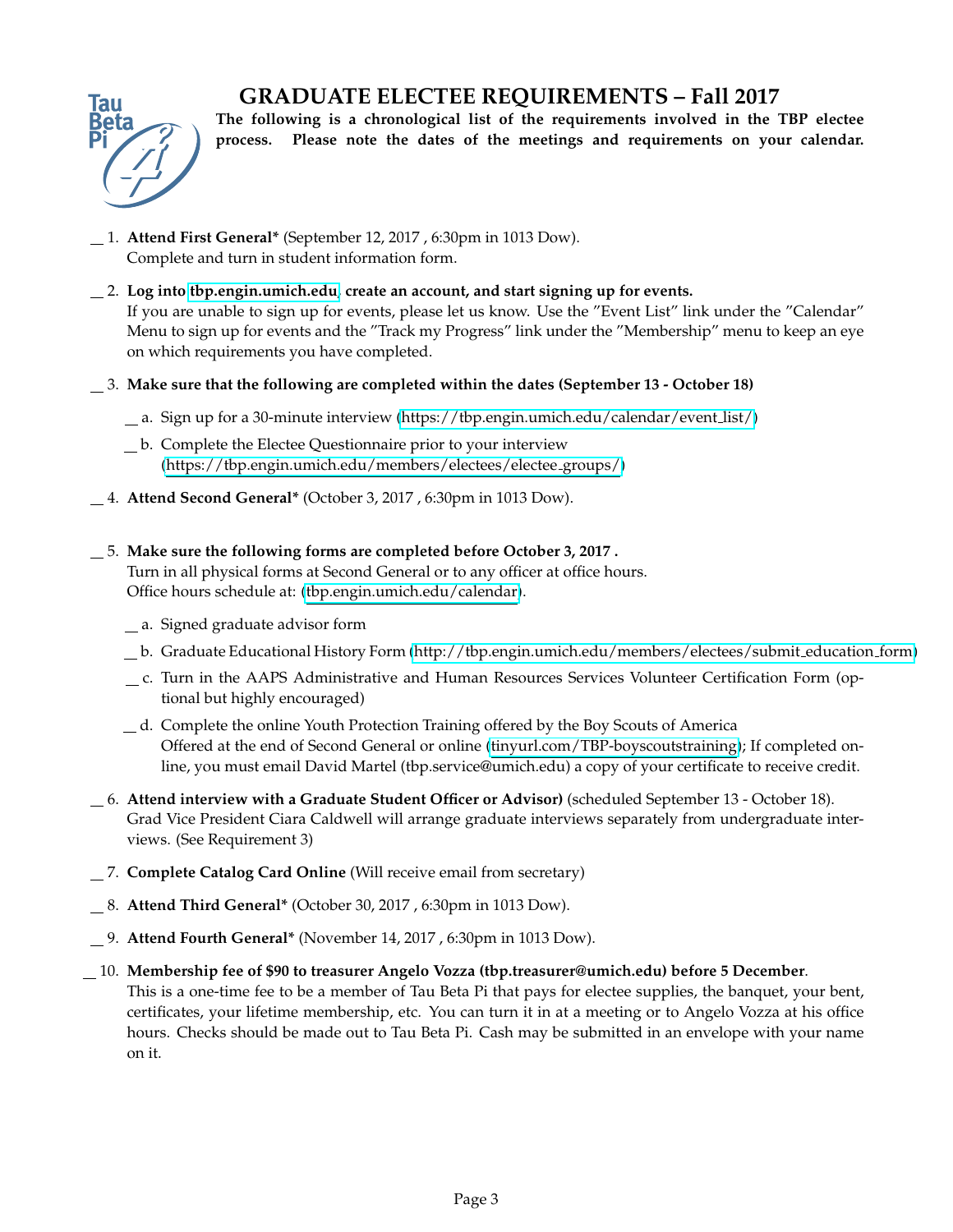# GRADUATE ELECTEE REQUIREMENTS – Fall 2017

**The following is a chronological list of the requirements involved in the TBP electee process. Please note the dates of the meetings and requirements on your calendar.**

__ 1. **Attend First General*** (September 12, 2017 , 6:30pm in 1013 Dow).
Complete and turn in student information form.

__ 2. **Log into tbp.engin.umich.edu, create an account, and start signing up for events.**
If you are unable to sign up for events, please let us know. Use the "Event List" link under the "Calendar" Menu to sign up for events and the "Track my Progress" link under the "Membership" menu to keep an eye on which requirements you have completed.

__ 3. **Make sure that the following are completed within the dates (September 13 - October 18)**

__ a. Sign up for a 30-minute interview (https://tbp.engin.umich.edu/calendar/event_list/)

__ b. Complete the Electee Questionnaire prior to your interview (https://tbp.engin.umich.edu/members/electees/electee_groups/)

__ 4. **Attend Second General*** (October 3, 2017 , 6:30pm in 1013 Dow).

__ 5. **Make sure the following forms are completed before October 3, 2017 .**
Turn in all physical forms at Second General or to any officer at office hours.
Office hours schedule at: (tbp.engin.umich.edu/calendar).

__ a. Signed graduate advisor form

__ b. Graduate Educational History Form (http://tbp.engin.umich.edu/members/electees/submit_education_form)

__ c. Turn in the AAPS Administrative and Human Resources Services Volunteer Certification Form (optional but highly encouraged)

__ d. Complete the online Youth Protection Training offered by the Boy Scouts of America
Offered at the end of Second General or online (tinyurl.com/TBP-boyscoutstraining); If completed online, you must email David Martel (tbp.service@umich.edu) a copy of your certificate to receive credit.

__ 6. **Attend interview with a Graduate Student Officer or Advisor)** (scheduled September 13 - October 18).
Grad Vice President Ciara Caldwell will arrange graduate interviews separately from undergraduate interviews. (See Requirement 3)

__ 7. **Complete Catalog Card Online** (Will receive email from secretary)

__ 8. **Attend Third General*** (October 30, 2017 , 6:30pm in 1013 Dow).

__ 9. **Attend Fourth General*** (November 14, 2017 , 6:30pm in 1013 Dow).

__ 10. **Membership fee of $90 to treasurer Angelo Vozza (tbp.treasurer@umich.edu) before 5 December**.
This is a one-time fee to be a member of Tau Beta Pi that pays for electee supplies, the banquet, your bent, certificates, your lifetime membership, etc. You can turn it in at a meeting or to Angelo Vozza at his office hours. Checks should be made out to Tau Beta Pi. Cash may be submitted in an envelope with your name on it.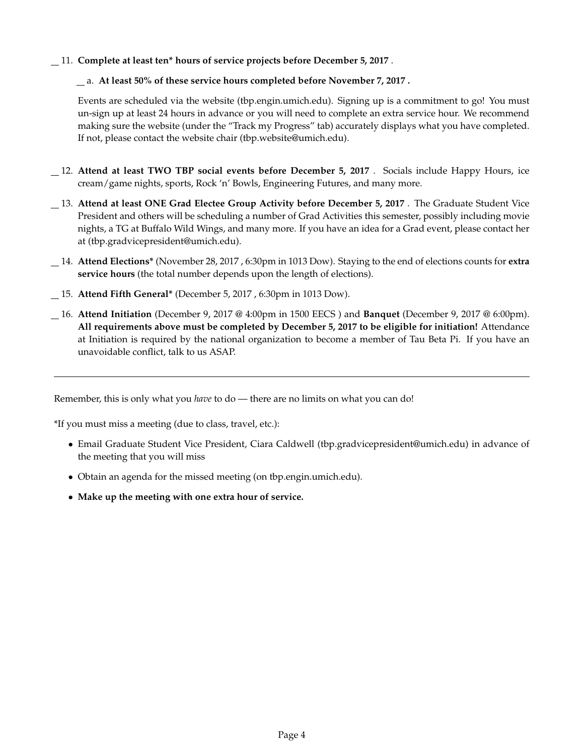__ 11. **Complete at least ten* hours of service projects before December 5, 2017** .

__ a. **At least 50% of these service hours completed before November 7, 2017 .**

Events are scheduled via the website (tbp.engin.umich.edu). Signing up is a commitment to go! You must un-sign up at least 24 hours in advance or you will need to complete an extra service hour. We recommend making sure the website (under the "Track my Progress" tab) accurately displays what you have completed. If not, please contact the website chair (tbp.website@umich.edu).

__ 12. **Attend at least TWO TBP social events before December 5, 2017** . Socials include Happy Hours, ice cream/game nights, sports, Rock 'n' Bowls, Engineering Futures, and many more.

__ 13. **Attend at least ONE Grad Electee Group Activity before December 5, 2017** . The Graduate Student Vice President and others will be scheduling a number of Grad Activities this semester, possibly including movie nights, a TG at Buffalo Wild Wings, and many more. If you have an idea for a Grad event, please contact her at (tbp.gradvicepresident@umich.edu).

__ 14. **Attend Elections*** (November 28, 2017 , 6:30pm in 1013 Dow). Staying to the end of elections counts for **extra service hours** (the total number depends upon the length of elections).

__ 15. **Attend Fifth General*** (December 5, 2017 , 6:30pm in 1013 Dow).

__ 16. **Attend Initiation** (December 9, 2017 @ 4:00pm in 1500 EECS ) and **Banquet** (December 9, 2017 @ 6:00pm). **All requirements above must be completed by December 5, 2017 to be eligible for initiation!** Attendance at Initiation is required by the national organization to become a member of Tau Beta Pi. If you have an unavoidable conflict, talk to us ASAP.

---

Remember, this is only what you *have* to do — there are no limits on what you can do!

*If you must miss a meeting (due to class, travel, etc.):

- Email Graduate Student Vice President, Ciara Caldwell (tbp.gradvicepresident@umich.edu) in advance of the meeting that you will miss
- Obtain an agenda for the missed meeting (on tbp.engin.umich.edu).
- **Make up the meeting with one extra hour of service.**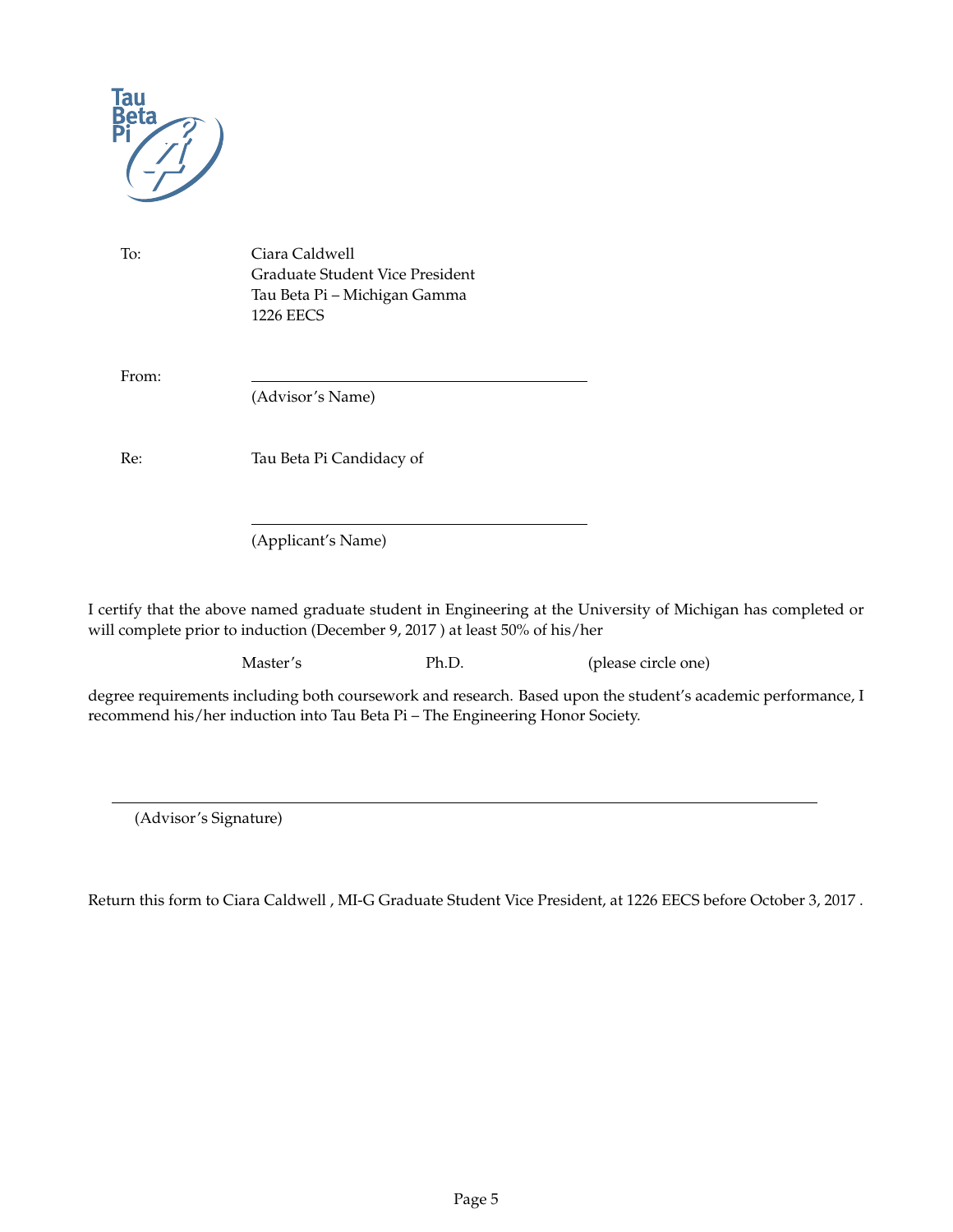To: Ciara Caldwell
Graduate Student Vice President
Tau Beta Pi – Michigan Gamma
1226 EECS

From: \_\_\_\_\_\_\_\_\_\_\_\_\_\_\_\_\_\_\_\_\_\_\_\_\_\_\_\_\_\_\_\_
(Advisor's Name)

Re: Tau Beta Pi Candidacy of

\_\_\_\_\_\_\_\_\_\_\_\_\_\_\_\_\_\_\_\_\_\_\_\_\_\_\_\_\_\_\_\_
(Applicant's Name)

I certify that the above named graduate student in Engineering at the University of Michigan has completed or will complete prior to induction (December 9, 2017 ) at least 50% of his/her

Master's Ph.D. (please circle one)

degree requirements including both coursework and research. Based upon the student's academic performance, I recommend his/her induction into Tau Beta Pi – The Engineering Honor Society.

\_\_\_\_\_\_\_\_\_\_\_\_\_\_\_\_\_\_\_\_\_\_\_\_\_\_\_\_\_\_\_\_\_\_\_\_\_\_\_\_\_\_\_\_\_\_\_\_\_\_\_\_\_\_\_\_
(Advisor's Signature)

Return this form to Ciara Caldwell , MI-G Graduate Student Vice President, at 1226 EECS before October 3, 2017 .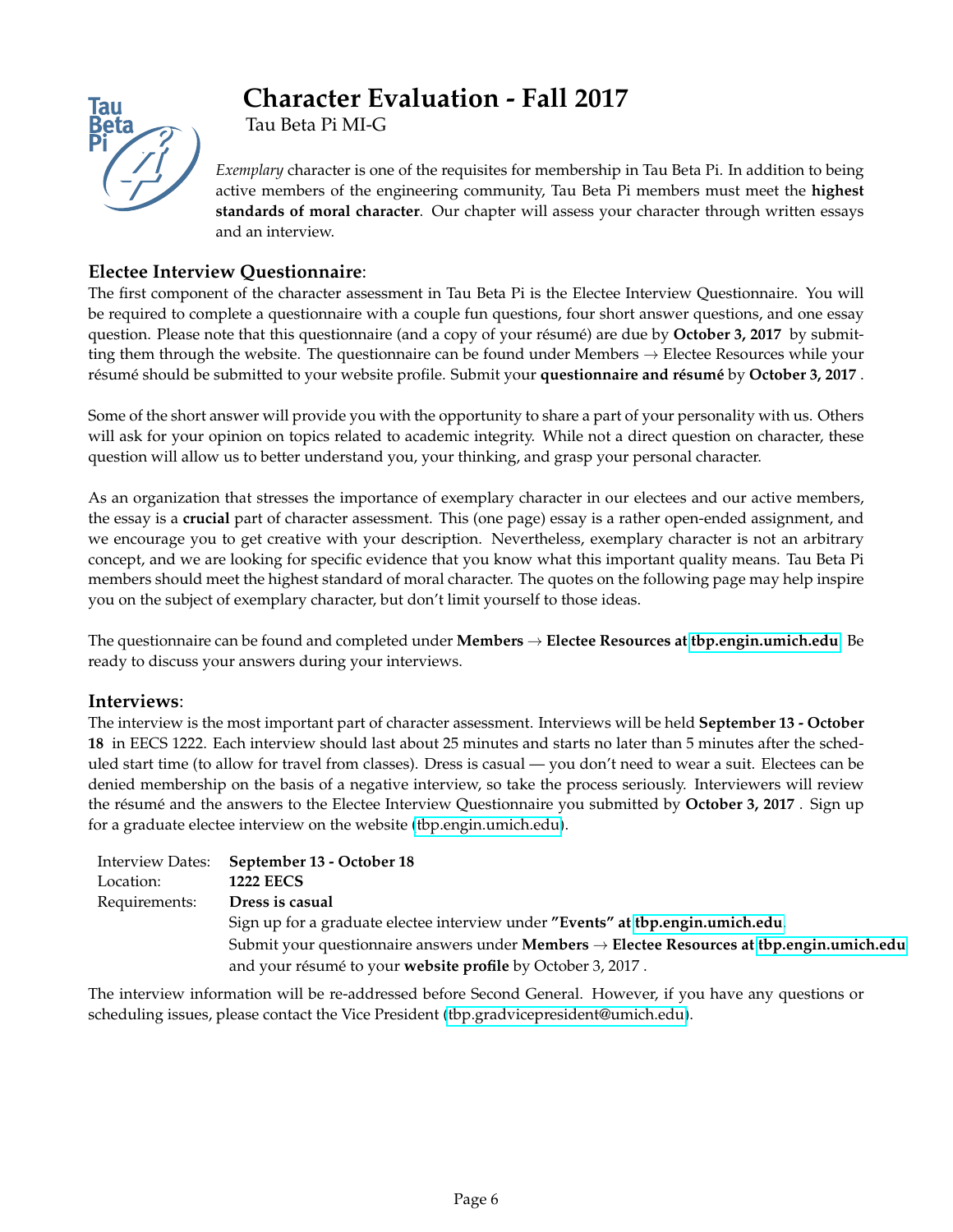# Character Evaluation - Fall 2017

Tau Beta Pi MI-G

*Exemplary* character is one of the requisites for membership in Tau Beta Pi. In addition to being active members of the engineering community, Tau Beta Pi members must meet the **highest standards of moral character**. Our chapter will assess your character through written essays and an interview.

## Electee Interview Questionnaire:

The first component of the character assessment in Tau Beta Pi is the Electee Interview Questionnaire. You will be required to complete a questionnaire with a couple fun questions, four short answer questions, and one essay question. Please note that this questionnaire (and a copy of your résumé) are due by **October 3, 2017** by submitting them through the website. The questionnaire can be found under Members → Electee Resources while your résumé should be submitted to your website profile. Submit your **questionnaire and résumé** by **October 3, 2017** .

Some of the short answer will provide you with the opportunity to share a part of your personality with us. Others will ask for your opinion on topics related to academic integrity. While not a direct question on character, these question will allow us to better understand you, your thinking, and grasp your personal character.

As an organization that stresses the importance of exemplary character in our electees and our active members, the essay is a **crucial** part of character assessment. This (one page) essay is a rather open-ended assignment, and we encourage you to get creative with your description. Nevertheless, exemplary character is not an arbitrary concept, and we are looking for specific evidence that you know what this important quality means. Tau Beta Pi members should meet the highest standard of moral character. The quotes on the following page may help inspire you on the subject of exemplary character, but don't limit yourself to those ideas.

The questionnaire can be found and completed under **Members → Electee Resources at tbp.engin.umich.edu**. Be ready to discuss your answers during your interviews.

## Interviews:

The interview is the most important part of character assessment. Interviews will be held **September 13 - October 18** in EECS 1222. Each interview should last about 25 minutes and starts no later than 5 minutes after the scheduled start time (to allow for travel from classes). Dress is casual — you don't need to wear a suit. Electees can be denied membership on the basis of a negative interview, so take the process seriously. Interviewers will review the résumé and the answers to the Electee Interview Questionnaire you submitted by **October 3, 2017** . Sign up for a graduate electee interview on the website (tbp.engin.umich.edu).

| | |
|---|---|
| Interview Dates: | **September 13 - October 18** |
| Location: | **1222 EECS** |
| Requirements: | **Dress is casual** |
| | Sign up for a graduate electee interview under **"Events" at tbp.engin.umich.edu**. |
| | Submit your questionnaire answers under **Members → Electee Resources at tbp.engin.umich.edu** and your résumé to your **website profile** by October 3, 2017 . |

The interview information will be re-addressed before Second General. However, if you have any questions or scheduling issues, please contact the Vice President (tbp.gradvicepresident@umich.edu).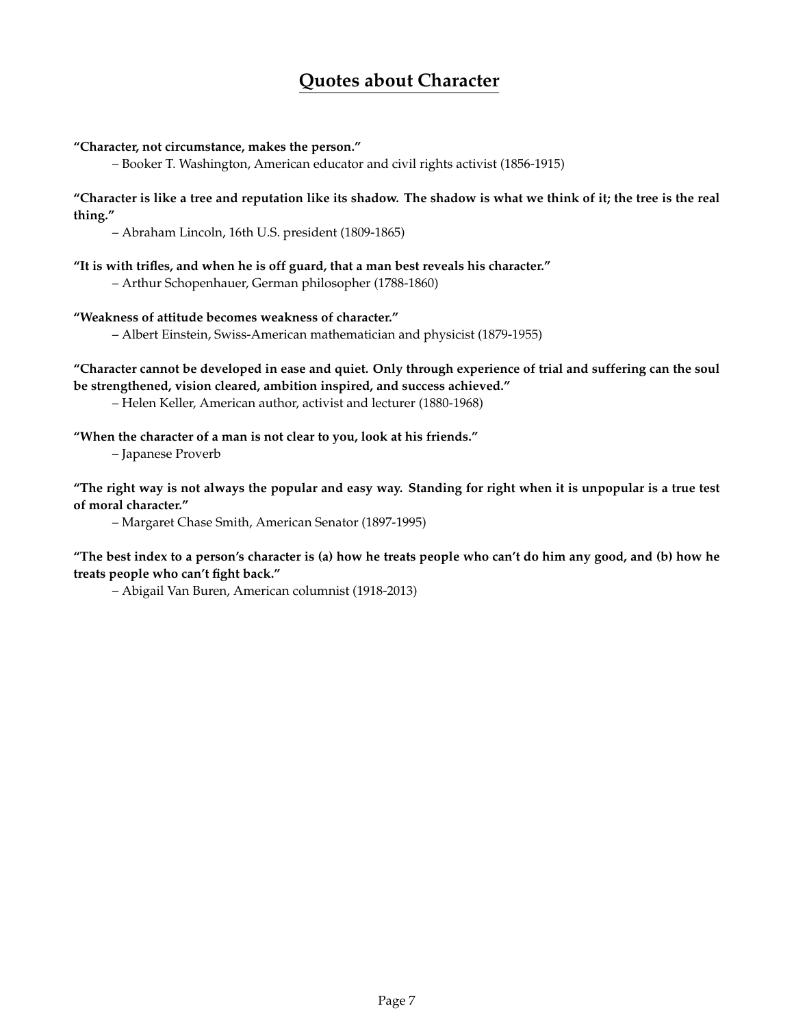## Quotes about Character

**"Character, not circumstance, makes the person."**
– Booker T. Washington, American educator and civil rights activist (1856-1915)

**"Character is like a tree and reputation like its shadow. The shadow is what we think of it; the tree is the real thing."**
– Abraham Lincoln, 16th U.S. president (1809-1865)

**"It is with trifles, and when he is off guard, that a man best reveals his character."**
– Arthur Schopenhauer, German philosopher (1788-1860)

**"Weakness of attitude becomes weakness of character."**
– Albert Einstein, Swiss-American mathematician and physicist (1879-1955)

**"Character cannot be developed in ease and quiet. Only through experience of trial and suffering can the soul be strengthened, vision cleared, ambition inspired, and success achieved."**
– Helen Keller, American author, activist and lecturer (1880-1968)

**"When the character of a man is not clear to you, look at his friends."**
– Japanese Proverb

**"The right way is not always the popular and easy way. Standing for right when it is unpopular is a true test of moral character."**
– Margaret Chase Smith, American Senator (1897-1995)

**"The best index to a person's character is (a) how he treats people who can't do him any good, and (b) how he treats people who can't fight back."**
– Abigail Van Buren, American columnist (1918-2013)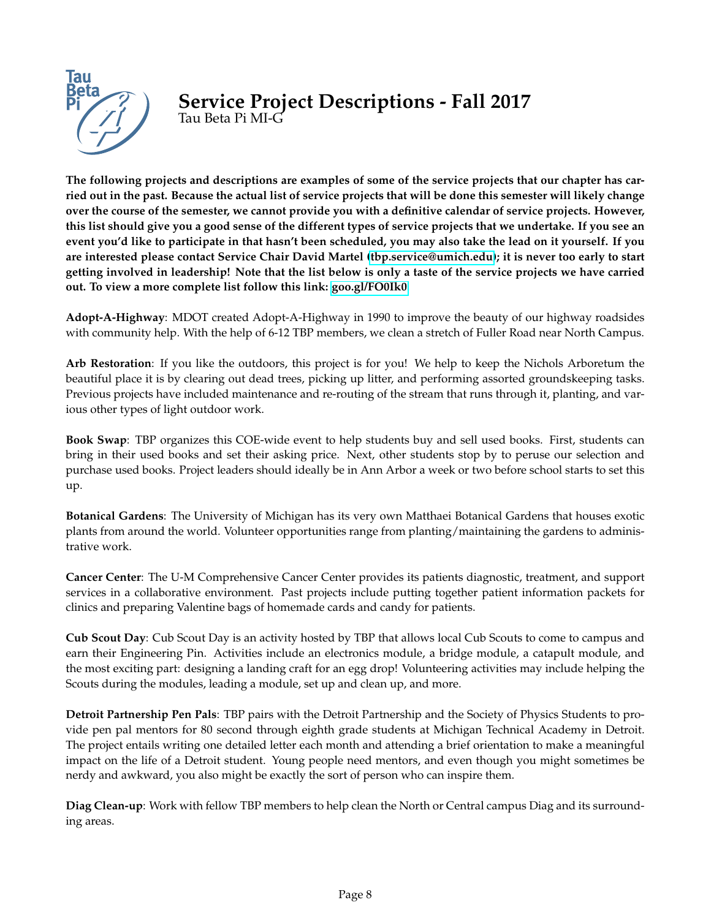# Service Project Descriptions - Fall 2017

Tau Beta Pi MI-G

**The following projects and descriptions are examples of some of the service projects that our chapter has carried out in the past. Because the actual list of service projects that will be done this semester will likely change over the course of the semester, we cannot provide you with a definitive calendar of service projects. However, this list should give you a good sense of the different types of service projects that we undertake. If you see an event you'd like to participate in that hasn't been scheduled, you may also take the lead on it yourself. If you are interested please contact Service Chair David Martel (tbp.service@umich.edu); it is never too early to start getting involved in leadership! Note that the list below is only a taste of the service projects we have carried out. To view a more complete list follow this link: goo.gl/FO0Ik0**

**Adopt-A-Highway**: MDOT created Adopt-A-Highway in 1990 to improve the beauty of our highway roadsides with community help. With the help of 6-12 TBP members, we clean a stretch of Fuller Road near North Campus.

**Arb Restoration**: If you like the outdoors, this project is for you! We help to keep the Nichols Arboretum the beautiful place it is by clearing out dead trees, picking up litter, and performing assorted groundskeeping tasks. Previous projects have included maintenance and re-routing of the stream that runs through it, planting, and various other types of light outdoor work.

**Book Swap**: TBP organizes this COE-wide event to help students buy and sell used books. First, students can bring in their used books and set their asking price. Next, other students stop by to peruse our selection and purchase used books. Project leaders should ideally be in Ann Arbor a week or two before school starts to set this up.

**Botanical Gardens**: The University of Michigan has its very own Matthaei Botanical Gardens that houses exotic plants from around the world. Volunteer opportunities range from planting/maintaining the gardens to administrative work.

**Cancer Center**: The U-M Comprehensive Cancer Center provides its patients diagnostic, treatment, and support services in a collaborative environment. Past projects include putting together patient information packets for clinics and preparing Valentine bags of homemade cards and candy for patients.

**Cub Scout Day**: Cub Scout Day is an activity hosted by TBP that allows local Cub Scouts to come to campus and earn their Engineering Pin. Activities include an electronics module, a bridge module, a catapult module, and the most exciting part: designing a landing craft for an egg drop! Volunteering activities may include helping the Scouts during the modules, leading a module, set up and clean up, and more.

**Detroit Partnership Pen Pals**: TBP pairs with the Detroit Partnership and the Society of Physics Students to provide pen pal mentors for 80 second through eighth grade students at Michigan Technical Academy in Detroit. The project entails writing one detailed letter each month and attending a brief orientation to make a meaningful impact on the life of a Detroit student. Young people need mentors, and even though you might sometimes be nerdy and awkward, you also might be exactly the sort of person who can inspire them.

**Diag Clean-up**: Work with fellow TBP members to help clean the North or Central campus Diag and its surrounding areas.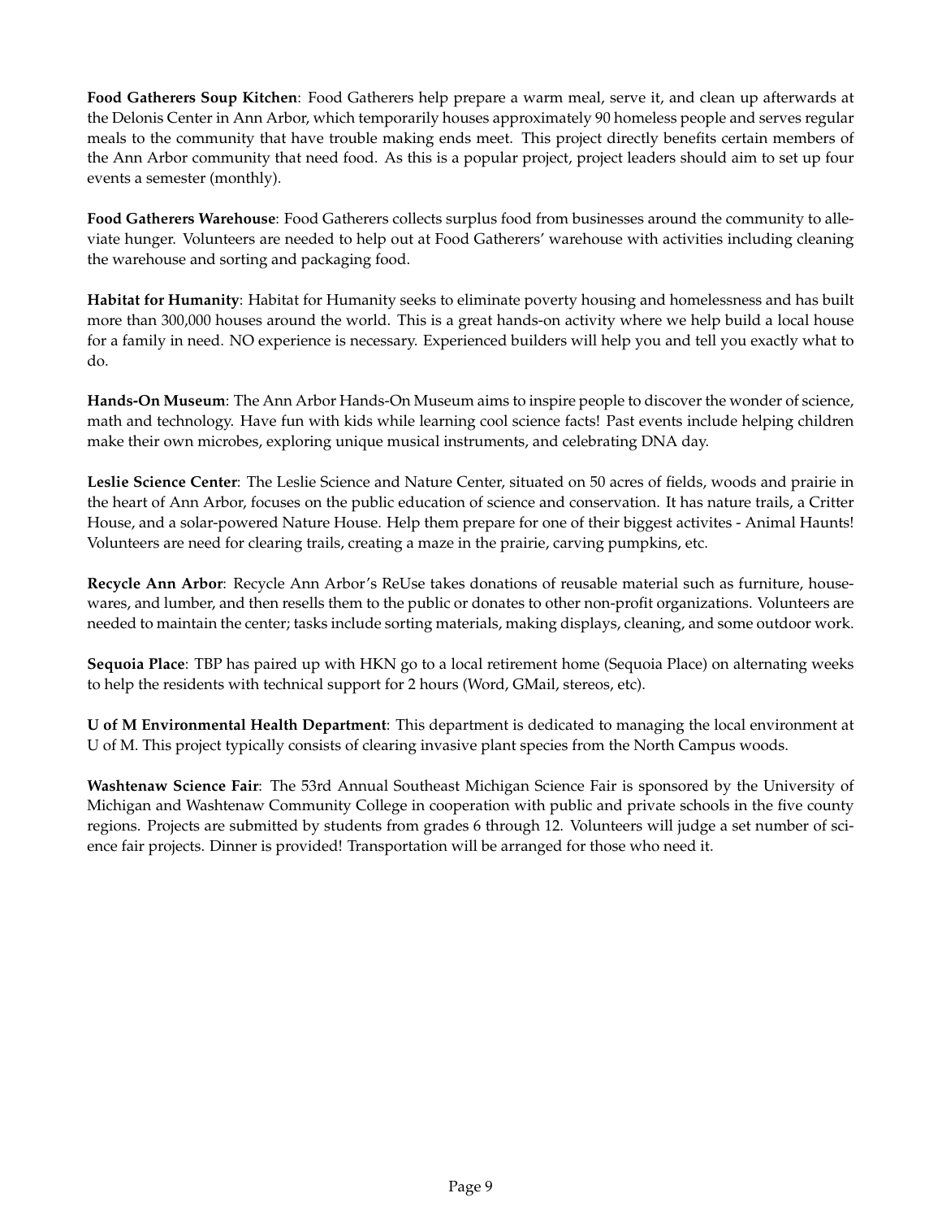**Food Gatherers Soup Kitchen**: Food Gatherers help prepare a warm meal, serve it, and clean up afterwards at the Delonis Center in Ann Arbor, which temporarily houses approximately 90 homeless people and serves regular meals to the community that have trouble making ends meet. This project directly benefits certain members of the Ann Arbor community that need food. As this is a popular project, project leaders should aim to set up four events a semester (monthly).

**Food Gatherers Warehouse**: Food Gatherers collects surplus food from businesses around the community to alleviate hunger. Volunteers are needed to help out at Food Gatherers' warehouse with activities including cleaning the warehouse and sorting and packaging food.

**Habitat for Humanity**: Habitat for Humanity seeks to eliminate poverty housing and homelessness and has built more than 300,000 houses around the world. This is a great hands-on activity where we help build a local house for a family in need. NO experience is necessary. Experienced builders will help you and tell you exactly what to do.

**Hands-On Museum**: The Ann Arbor Hands-On Museum aims to inspire people to discover the wonder of science, math and technology. Have fun with kids while learning cool science facts! Past events include helping children make their own microbes, exploring unique musical instruments, and celebrating DNA day.

**Leslie Science Center**: The Leslie Science and Nature Center, situated on 50 acres of fields, woods and prairie in the heart of Ann Arbor, focuses on the public education of science and conservation. It has nature trails, a Critter House, and a solar-powered Nature House. Help them prepare for one of their biggest activites - Animal Haunts! Volunteers are need for clearing trails, creating a maze in the prairie, carving pumpkins, etc.

**Recycle Ann Arbor**: Recycle Ann Arbor's ReUse takes donations of reusable material such as furniture, housewares, and lumber, and then resells them to the public or donates to other non-profit organizations. Volunteers are needed to maintain the center; tasks include sorting materials, making displays, cleaning, and some outdoor work.

**Sequoia Place**: TBP has paired up with HKN go to a local retirement home (Sequoia Place) on alternating weeks to help the residents with technical support for 2 hours (Word, GMail, stereos, etc).

**U of M Environmental Health Department**: This department is dedicated to managing the local environment at U of M. This project typically consists of clearing invasive plant species from the North Campus woods.

**Washtenaw Science Fair**: The 53rd Annual Southeast Michigan Science Fair is sponsored by the University of Michigan and Washtenaw Community College in cooperation with public and private schools in the five county regions. Projects are submitted by students from grades 6 through 12. Volunteers will judge a set number of science fair projects. Dinner is provided! Transportation will be arranged for those who need it.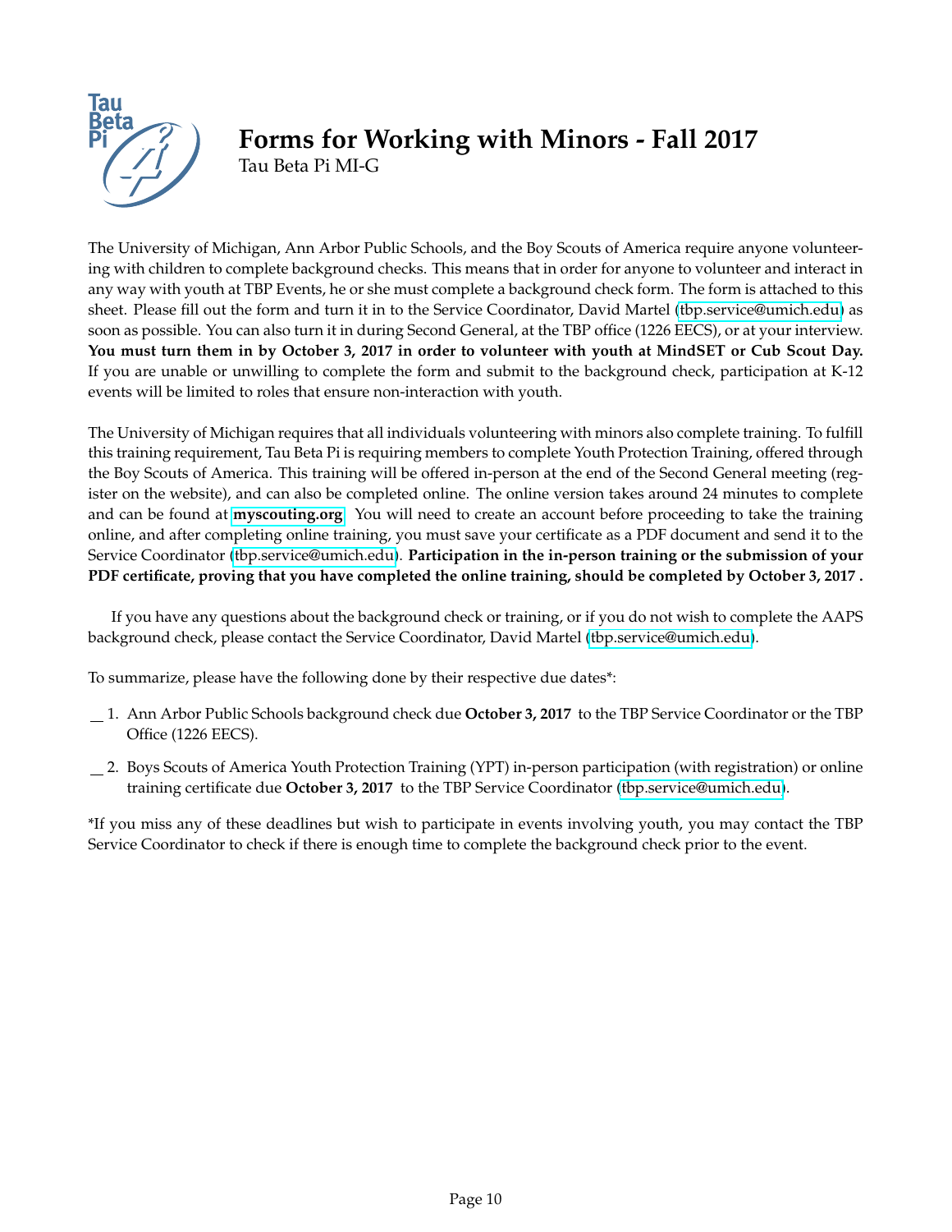# Forms for Working with Minors - Fall 2017

Tau Beta Pi MI-G

The University of Michigan, Ann Arbor Public Schools, and the Boy Scouts of America require anyone volunteering with children to complete background checks. This means that in order for anyone to volunteer and interact in any way with youth at TBP Events, he or she must complete a background check form. The form is attached to this sheet. Please fill out the form and turn it in to the Service Coordinator, David Martel (tbp.service@umich.edu) as soon as possible. You can also turn it in during Second General, at the TBP office (1226 EECS), or at your interview. **You must turn them in by October 3, 2017 in order to volunteer with youth at MindSET or Cub Scout Day.** If you are unable or unwilling to complete the form and submit to the background check, participation at K-12 events will be limited to roles that ensure non-interaction with youth.

The University of Michigan requires that all individuals volunteering with minors also complete training. To fulfill this training requirement, Tau Beta Pi is requiring members to complete Youth Protection Training, offered through the Boy Scouts of America. This training will be offered in-person at the end of the Second General meeting (register on the website), and can also be completed online. The online version takes around 24 minutes to complete and can be found at **myscouting.org**. You will need to create an account before proceeding to take the training online, and after completing online training, you must save your certificate as a PDF document and send it to the Service Coordinator (tbp.service@umich.edu). **Participation in the in-person training or the submission of your PDF certificate, proving that you have completed the online training, should be completed by October 3, 2017 .**

If you have any questions about the background check or training, or if you do not wish to complete the AAPS background check, please contact the Service Coordinator, David Martel (tbp.service@umich.edu).

To summarize, please have the following done by their respective due dates*:

__ 1. Ann Arbor Public Schools background check due **October 3, 2017** to the TBP Service Coordinator or the TBP Office (1226 EECS).

__ 2. Boys Scouts of America Youth Protection Training (YPT) in-person participation (with registration) or online training certificate due **October 3, 2017** to the TBP Service Coordinator (tbp.service@umich.edu).

*If you miss any of these deadlines but wish to participate in events involving youth, you may contact the TBP Service Coordinator to check if there is enough time to complete the background check prior to the event.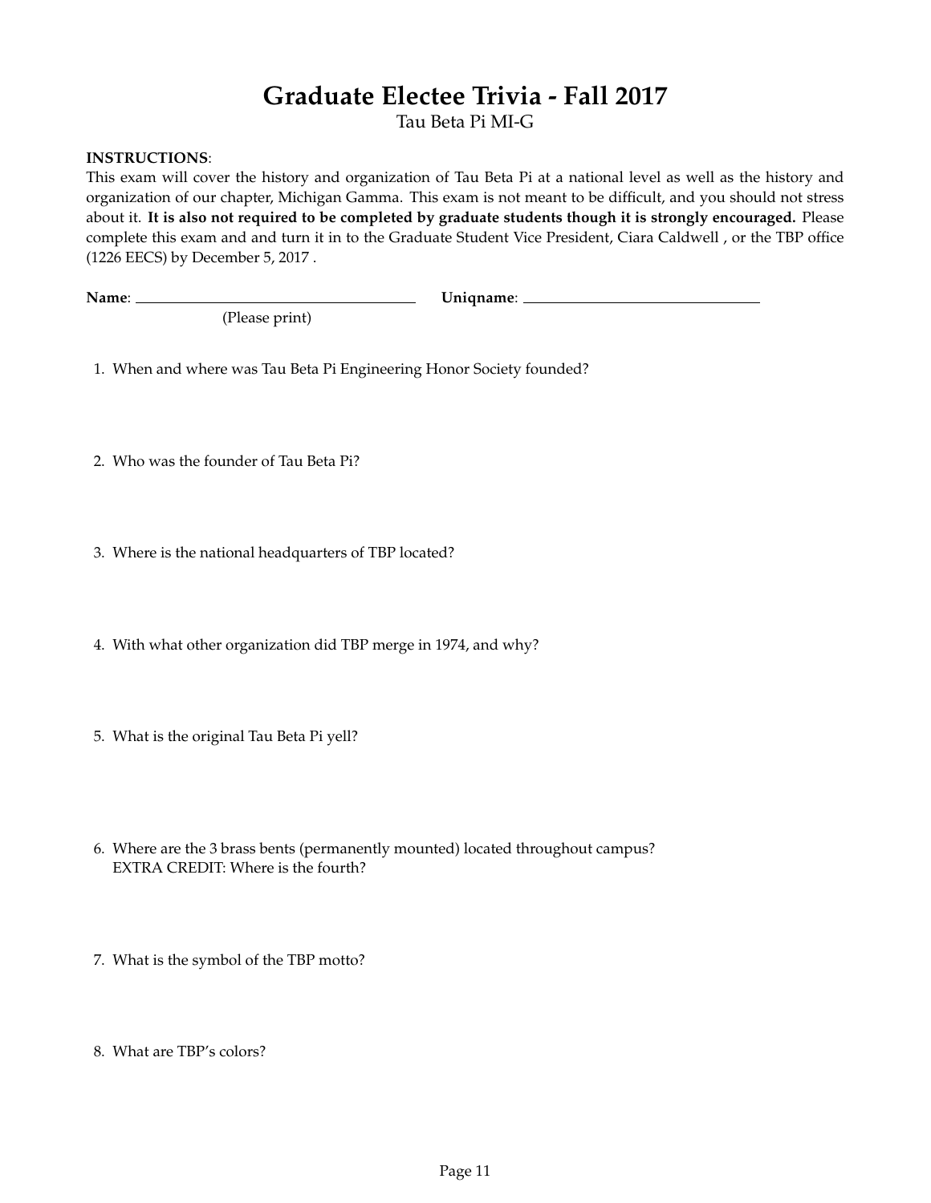# Graduate Electee Trivia - Fall 2017

Tau Beta Pi MI-G

**INSTRUCTIONS**:
This exam will cover the history and organization of Tau Beta Pi at a national level as well as the history and organization of our chapter, Michigan Gamma. This exam is not meant to be difficult, and you should not stress about it. **It is also not required to be completed by graduate students though it is strongly encouraged.** Please complete this exam and and turn it in to the Graduate Student Vice President, Ciara Caldwell , or the TBP office (1226 EECS) by December 5, 2017 .

**Name**: ______________________ **Uniqname**: ______________________
(Please print)

1. When and where was Tau Beta Pi Engineering Honor Society founded?

2. Who was the founder of Tau Beta Pi?

3. Where is the national headquarters of TBP located?

4. With what other organization did TBP merge in 1974, and why?

5. What is the original Tau Beta Pi yell?

6. Where are the 3 brass bents (permanently mounted) located throughout campus?
   EXTRA CREDIT: Where is the fourth?

7. What is the symbol of the TBP motto?

8. What are TBP's colors?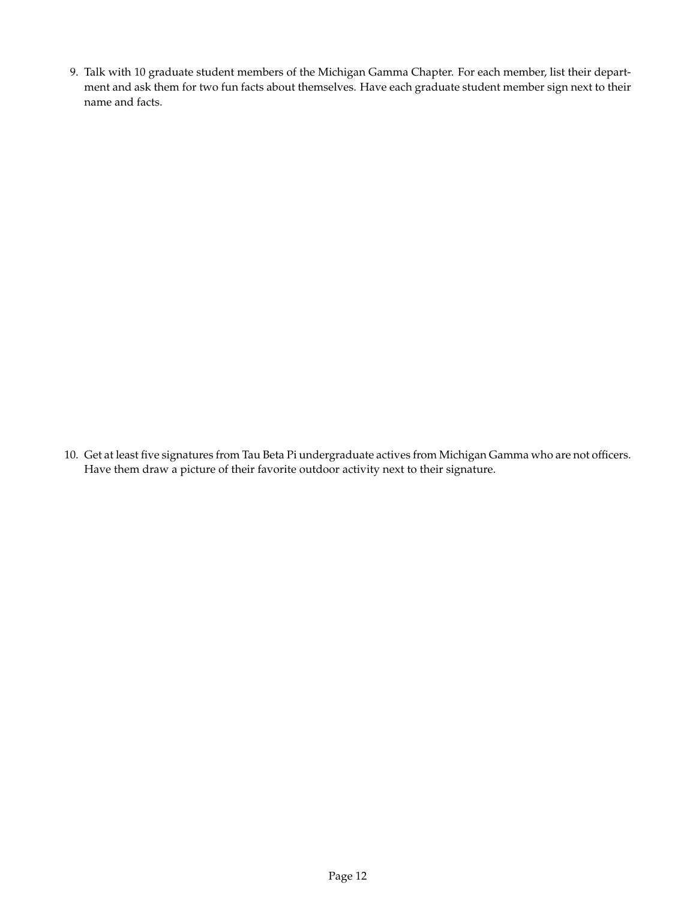9. Talk with 10 graduate student members of the Michigan Gamma Chapter. For each member, list their department and ask them for two fun facts about themselves. Have each graduate student member sign next to their name and facts.

10. Get at least five signatures from Tau Beta Pi undergraduate actives from Michigan Gamma who are not officers. Have them draw a picture of their favorite outdoor activity next to their signature.